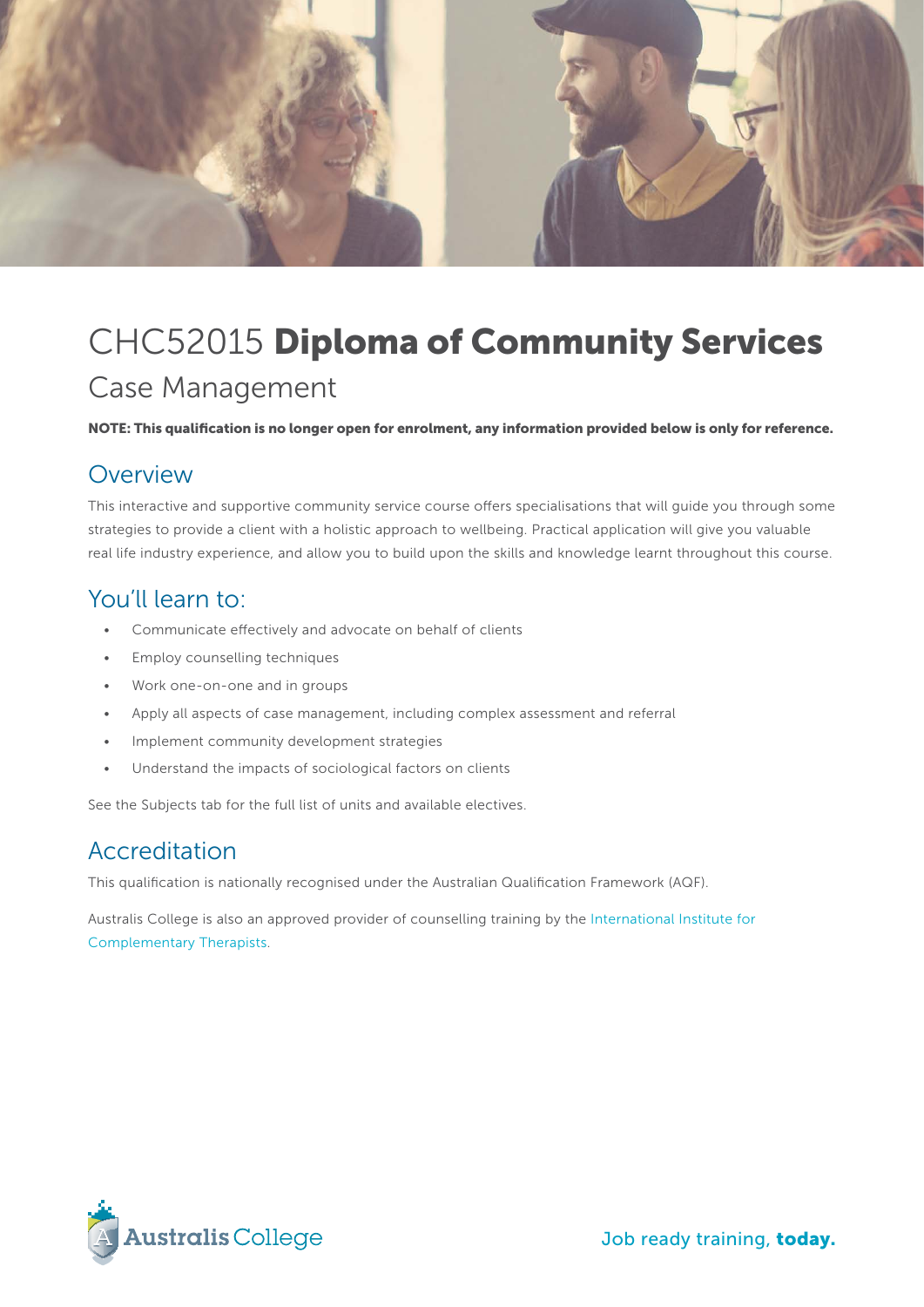# CHC52015 **Diploma of Community Services**

## Case Management

**NOTE: This qualification is no longer open for enrolment, any information provided below is only for reference.**

## Overview

This interactive and supportive community service course offers specialisations that will guide you through some strategies to provide a client with a holistic approach to wellbeing. Practical application will give you valuable real life industry experience, and allow you to build upon the skills and knowledge learnt throughout this course.

## You'll learn to:

- Communicate effectively and advocate on behalf of clients
- Employ counselling techniques
- Work one-on-one and in groups
- Apply all aspects of case management, including complex assessment and referral
- Implement community development strategies
- Understand the impacts of sociological factors on clients

See the Subjects tab for the full list of units and available electives.

## Accreditation

This qualification is nationally recognised under the Australian Qualification Framework (AQF).

Australis College is also an approved provider of counselling training by the International Institute for Complementary Therapists.

Australis College

Job ready training, **today.**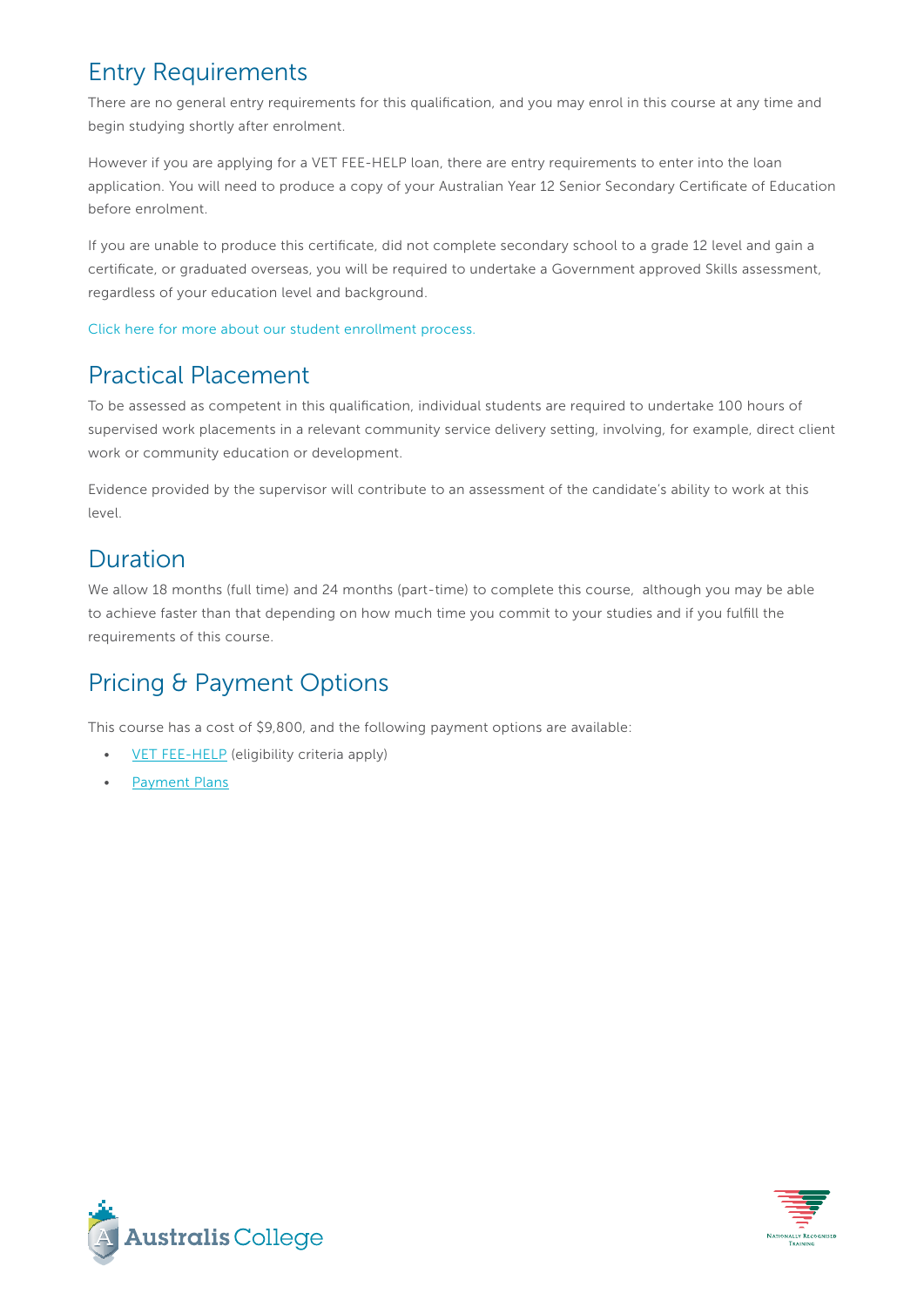## Entry Requirements

There are no general entry requirements for this qualification, and you may enrol in this course at any time and begin studying shortly after enrolment.

However if you are applying for a VET FEE-HELP loan, there are entry requirements to enter into the loan application. You will need to produce a copy of your Australian Year 12 Senior Secondary Certificate of Education before enrolment.

If you are unable to produce this certificate, did not complete secondary school to a grade 12 level and gain a certificate, or graduated overseas, you will be required to undertake a Government approved Skills assessment, regardless of your education level and background.

Click here for more about our student enrollment process.

## Practical Placement

To be assessed as competent in this qualification, individual students are required to undertake 100 hours of supervised work placements in a relevant community service delivery setting, involving, for example, direct client work or community education or development.

Evidence provided by the supervisor will contribute to an assessment of the candidate's ability to work at this level.

## Duration

We allow 18 months (full time) and 24 months (part-time) to complete this course, although you may be able to achieve faster than that depending on how much time you commit to your studies and if you fulfill the requirements of this course.

## Pricing & Payment Options

This course has a cost of $9,800, and the following payment options are available:

- VET FEE-HELP (eligibility criteria apply)
- Payment Plans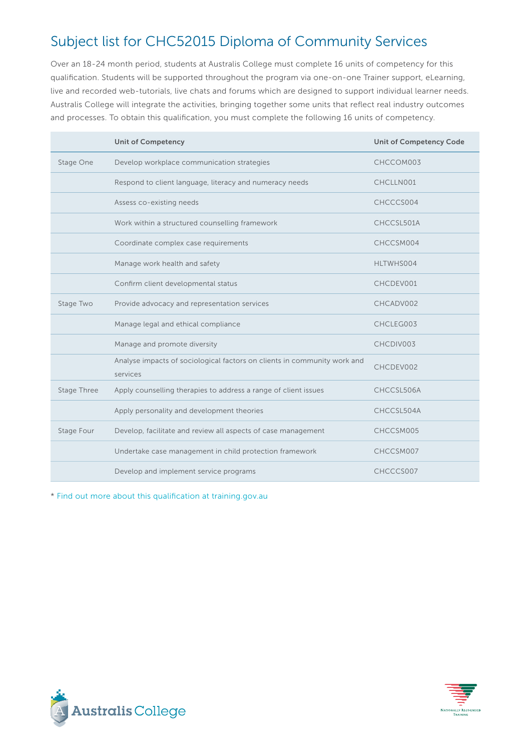# Subject list for CHC52015 Diploma of Community Services

Over an 18-24 month period, students at Australis College must complete 16 units of competency for this qualification. Students will be supported throughout the program via one-on-one Trainer support, eLearning, live and recorded web-tutorials, live chats and forums which are designed to support individual learner needs. Australis College will integrate the activities, bringing together some units that reflect real industry outcomes and processes. To obtain this qualification, you must complete the following 16 units of competency.

| | Unit of Competency | Unit of Competency Code |
|---|---|---|
| Stage One | Develop workplace communication strategies | CHCCOM003 |
| | Respond to client language, literacy and numeracy needs | CHCLLN001 |
| | Assess co-existing needs | CHCCCS004 |
| | Work within a structured counselling framework | CHCCSL501A |
| | Coordinate complex case requirements | CHCCSM004 |
| | Manage work health and safety | HLTWHS004 |
| | Confirm client developmental status | CHCDEV001 |
| Stage Two | Provide advocacy and representation services | CHCADV002 |
| | Manage legal and ethical compliance | CHCLEG003 |
| | Manage and promote diversity | CHCDIV003 |
| | Analyse impacts of sociological factors on clients in community work and services | CHCDEV002 |
| Stage Three | Apply counselling therapies to address a range of client issues | CHCCSL506A |
| | Apply personality and development theories | CHCCSL504A |
| Stage Four | Develop, facilitate and review all aspects of case management | CHCCSM005 |
| | Undertake case management in child protection framework | CHCCSM007 |
| | Develop and implement service programs | CHCCCS007 |

* Find out more about this qualification at training.gov.au

Australis College

Nationally Recognised Training